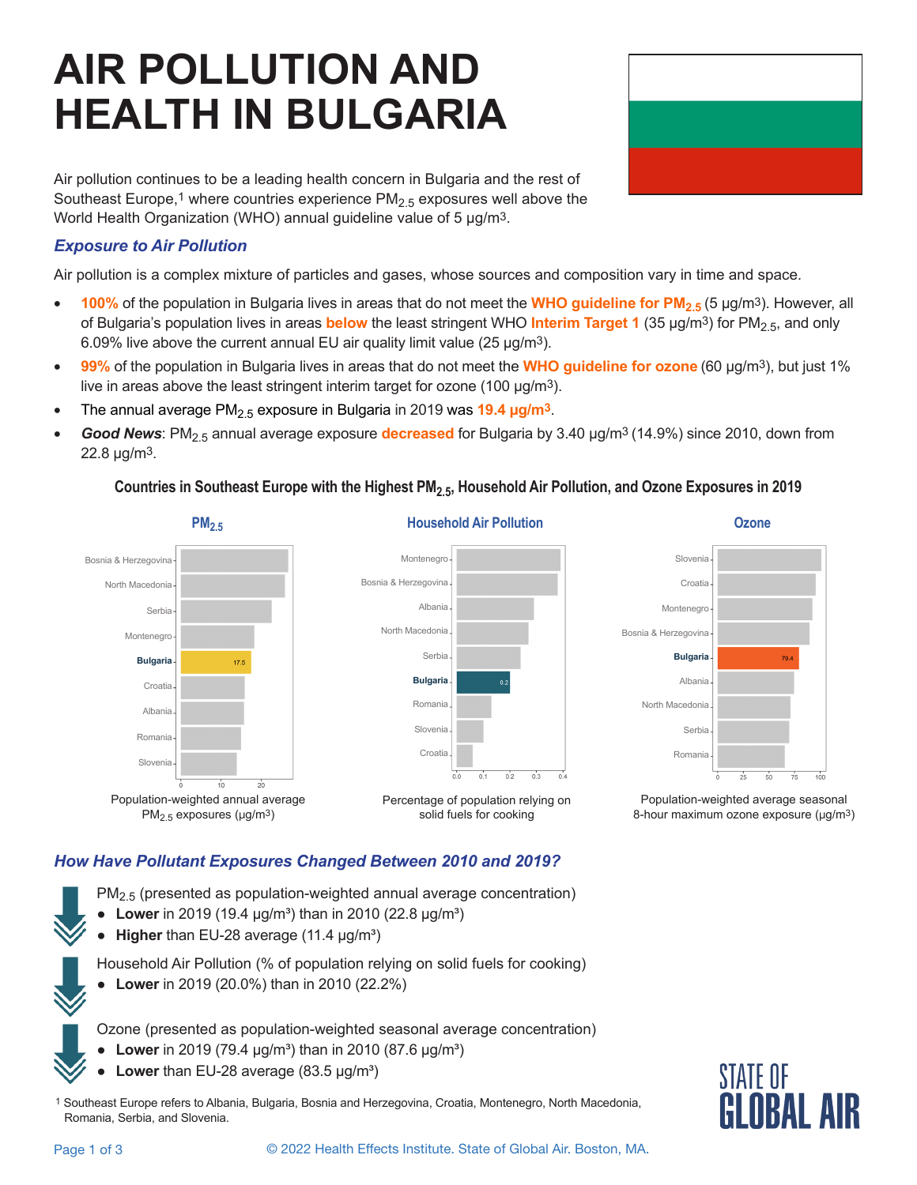# AIR POLLUTION AND HEALTH IN BULGARIA

Air pollution continues to be a leading health concern in Bulgaria and the rest of Southeast Europe,[1] where countries experience $PM_{2.5}$ exposures well above the World Health Organization (WHO) annual guideline value of 5 µg/m³.

## *Exposure to Air Pollution*

Air pollution is a complex mixture of particles and gases, whose sources and composition vary in time and space.

- **100%** of the population in Bulgaria lives in areas that do not meet the **WHO guideline for $PM_{2.5}$** (5 µg/m³). However, all of Bulgaria's population lives in areas **below** the least stringent WHO **Interim Target 1** (35 µg/m³) for $PM_{2.5}$, and only 6.09% live above the current annual EU air quality limit value (25 µg/m³).
- **99%** of the population in Bulgaria lives in areas that do not meet the **WHO guideline for ozone** (60 µg/m³), but just 1% live in areas above the least stringent interim target for ozone (100 µg/m³).
- The annual average $PM_{2.5}$ exposure in Bulgaria in 2019 was **19.4 µg/m³**.
- ***Good News***: $PM_{2.5}$ annual average exposure **decreased** for Bulgaria by 3.40 µg/m³ (14.9%) since 2010, down from 22.8 µg/m³.

**Countries in Southeast Europe with the Highest $PM_{2.5}$, Household Air Pollution, and Ozone Exposures in 2019**

$PM_{2.5}$

Bosnia & Herzegovina
North Macedonia
Serbia
Montenegro
Bulgaria 17.5
Croatia
Albania
Romania
Slovenia
0 10 20

Population-weighted annual average $PM_{2.5}$ exposures (µg/m³)

Household Air Pollution

Montenegro
Bosnia & Herzegovina
Albania
North Macedonia
Serbia
Bulgaria 0.2
Romania
Slovenia
Croatia
0.0 0.1 0.2 0.3 0.4

Percentage of population relying on solid fuels for cooking

Ozone

Slovenia
Croatia
Montenegro
Bosnia & Herzegovina
Bulgaria 79.4
Albania
North Macedonia
Serbia
Romania
0 25 50 75 100

Population-weighted average seasonal 8-hour maximum ozone exposure (µg/m³)

## *How Have Pollutant Exposures Changed Between 2010 and 2019?*

$PM_{2.5}$ (presented as population-weighted annual average concentration)
- **Lower** in 2019 (19.4 µg/m³) than in 2010 (22.8 µg/m³)
- **Higher** than EU-28 average (11.4 µg/m³)

Household Air Pollution (% of population relying on solid fuels for cooking)
- **Lower** in 2019 (20.0%) than in 2010 (22.2%)

Ozone (presented as population-weighted seasonal average concentration)
- **Lower** in 2019 (79.4 µg/m³) than in 2010 (87.6 µg/m³)
- **Lower** than EU-28 average (83.5 µg/m³)

[1] Southeast Europe refers to Albania, Bulgaria, Bosnia and Herzegovina, Croatia, Montenegro, North Macedonia, Romania, Serbia, and Slovenia.

STATE OF GLOBAL AIR

© 2022 Health Effects Institute. State of Global Air. Boston, MA.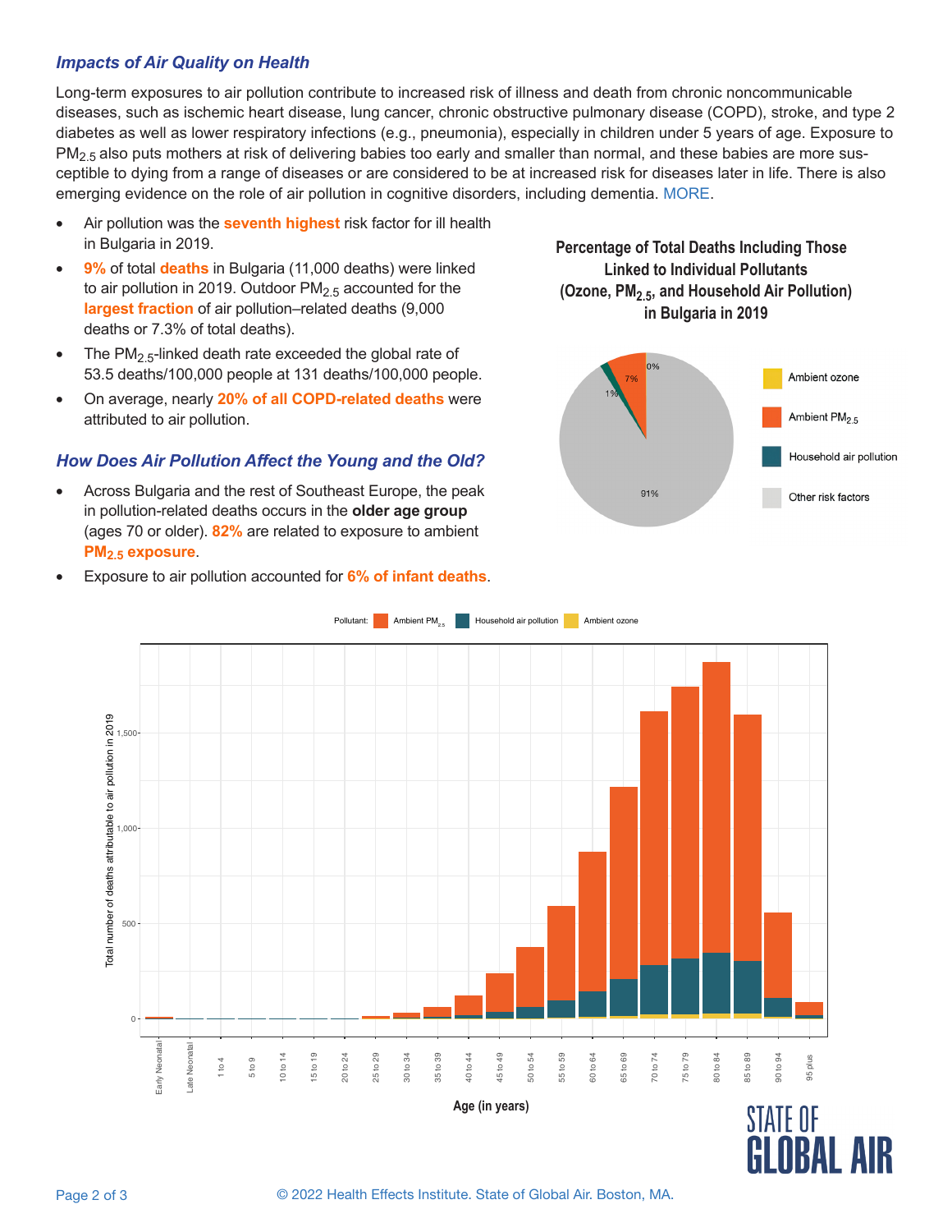### *Impacts of Air Quality on Health*

Long-term exposures to air pollution contribute to increased risk of illness and death from chronic noncommunicable diseases, such as ischemic heart disease, lung cancer, chronic obstructive pulmonary disease (COPD), stroke, and type 2 diabetes as well as lower respiratory infections (e.g., pneumonia), especially in children under 5 years of age. Exposure to $PM_{2.5}$ also puts mothers at risk of delivering babies too early and smaller than normal, and these babies are more susceptible to dying from a range of diseases or are considered to be at increased risk for diseases later in life. There is also emerging evidence on the role of air pollution in cognitive disorders, including dementia. MORE.

- Air pollution was the **seventh highest** risk factor for ill health in Bulgaria in 2019.
- **9%** of total **deaths** in Bulgaria (11,000 deaths) were linked to air pollution in 2019. Outdoor $PM_{2.5}$ accounted for the **largest fraction** of air pollution–related deaths (9,000 deaths or 7.3% of total deaths).
- The $PM_{2.5}$-linked death rate exceeded the global rate of 53.5 deaths/100,000 people at 131 deaths/100,000 people.
- On average, nearly **20% of all COPD-related deaths** were attributed to air pollution.

**Percentage of Total Deaths Including Those Linked to Individual Pollutants (Ozone, $PM_{2.5}$, and Household Air Pollution) in Bulgaria in 2019**

0%
7%
1%
91%
Ambient ozone
Ambient $PM_{2.5}$
Household air pollution
Other risk factors

### *How Does Air Pollution Affect the Young and the Old?*

- Across Bulgaria and the rest of Southeast Europe, the peak in pollution-related deaths occurs in the **older age group** (ages 70 or older). **82%** are related to exposure to ambient **$PM_{2.5}$ exposure**.
- Exposure to air pollution accounted for **6% of infant deaths**.

Pollutant: Ambient $PM_{2.5}$ Household air pollution Ambient ozone

Total number of deaths attributable to air pollution in 2019

0
500
1,000
1,500

Early Neonatal
Late Neonatal
1 to 4
5 to 9
10 to 14
15 to 19
20 to 24
25 to 29
30 to 34
35 to 39
40 to 44
45 to 49
50 to 54
55 to 59
60 to 64
65 to 69
70 to 74
75 to 79
80 to 84
85 to 89
90 to 94
95 plus

Age (in years)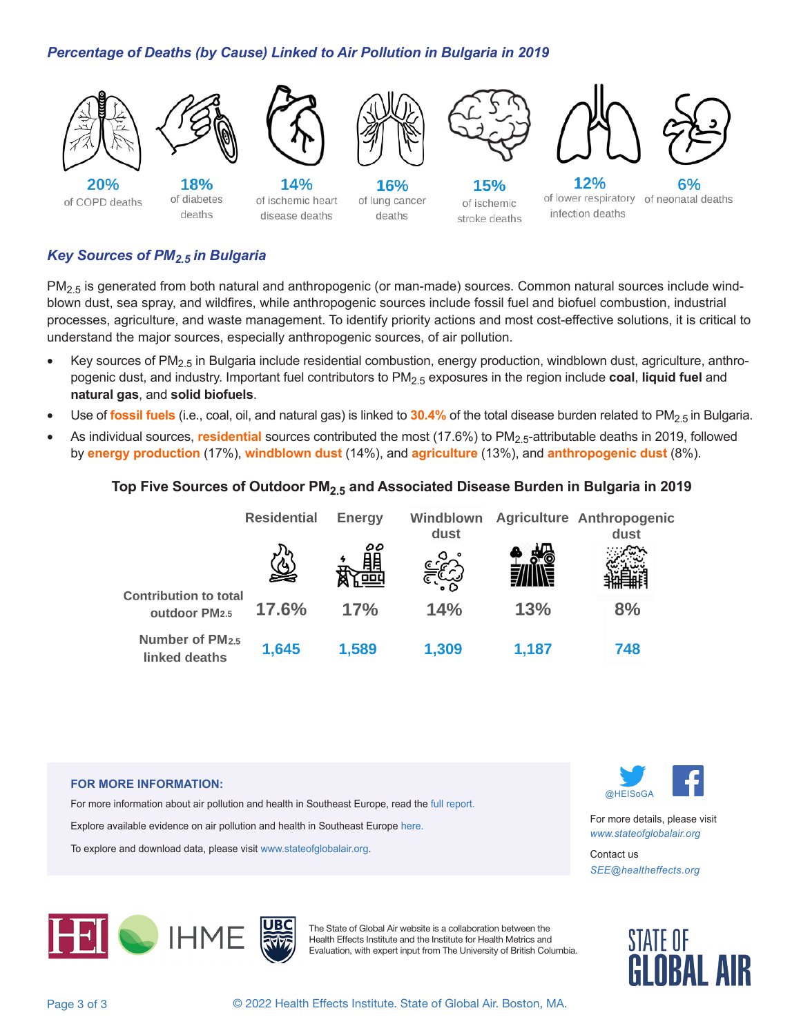### *Percentage of Deaths (by Cause) Linked to Air Pollution in Bulgaria in 2019*

**20%** of COPD deaths

**18%** of diabetes deaths

**14%** of ischemic heart disease deaths

**16%** of lung cancer deaths

**15%** of ischemic stroke deaths

**12%** of lower respiratory infection deaths

**6%** of neonatal deaths

### *Key Sources of $PM_{2.5}$ in Bulgaria*

$PM_{2.5}$ is generated from both natural and anthropogenic (or man-made) sources. Common natural sources include wind-blown dust, sea spray, and wildfires, while anthropogenic sources include fossil fuel and biofuel combustion, industrial processes, agriculture, and waste management. To identify priority actions and most cost-effective solutions, it is critical to understand the major sources, especially anthropogenic sources, of air pollution.

- Key sources of $PM_{2.5}$ in Bulgaria include residential combustion, energy production, windblown dust, agriculture, anthropogenic dust, and industry. Important fuel contributors to $PM_{2.5}$ exposures in the region include **coal**, **liquid fuel** and **natural gas**, and **solid biofuels**.
- Use of **fossil fuels** (i.e., coal, oil, and natural gas) is linked to **30.4%** of the total disease burden related to $PM_{2.5}$ in Bulgaria.
- As individual sources, **residential** sources contributed the most (17.6%) to $PM_{2.5}$-attributable deaths in 2019, followed by **energy production** (17%), **windblown dust** (14%), and **agriculture** (13%), and **anthropogenic dust** (8%).

**Top Five Sources of Outdoor $PM_{2.5}$ and Associated Disease Burden in Bulgaria in 2019**

| | Residential | Energy | Windblown dust | Agriculture | Anthropogenic dust |
|---|---|---|---|---|---|
| Contribution to total outdoor $PM_{2.5}$ | 17.6% | 17% | 14% | 13% | 8% |
| Number of $PM_{2.5}$ linked deaths | 1,645 | 1,589 | 1,309 | 1,187 | 748 |

**FOR MORE INFORMATION:**

For more information about air pollution and health in Southeast Europe, read the full report.

Explore available evidence on air pollution and health in Southeast Europe here.

To explore and download data, please visit www.stateofglobalair.org.

@HEISoGA

For more details, please visit *www.stateofglobalair.org*

Contact us *SEE@healtheffects.org*

HEI IHME UBC

The State of Global Air website is a collaboration between the Health Effects Institute and the Institute for Health Metrics and Evaluation, with expert input from The University of British Columbia.

STATE OF GLOBAL AIR

© 2022 Health Effects Institute. State of Global Air. Boston, MA.